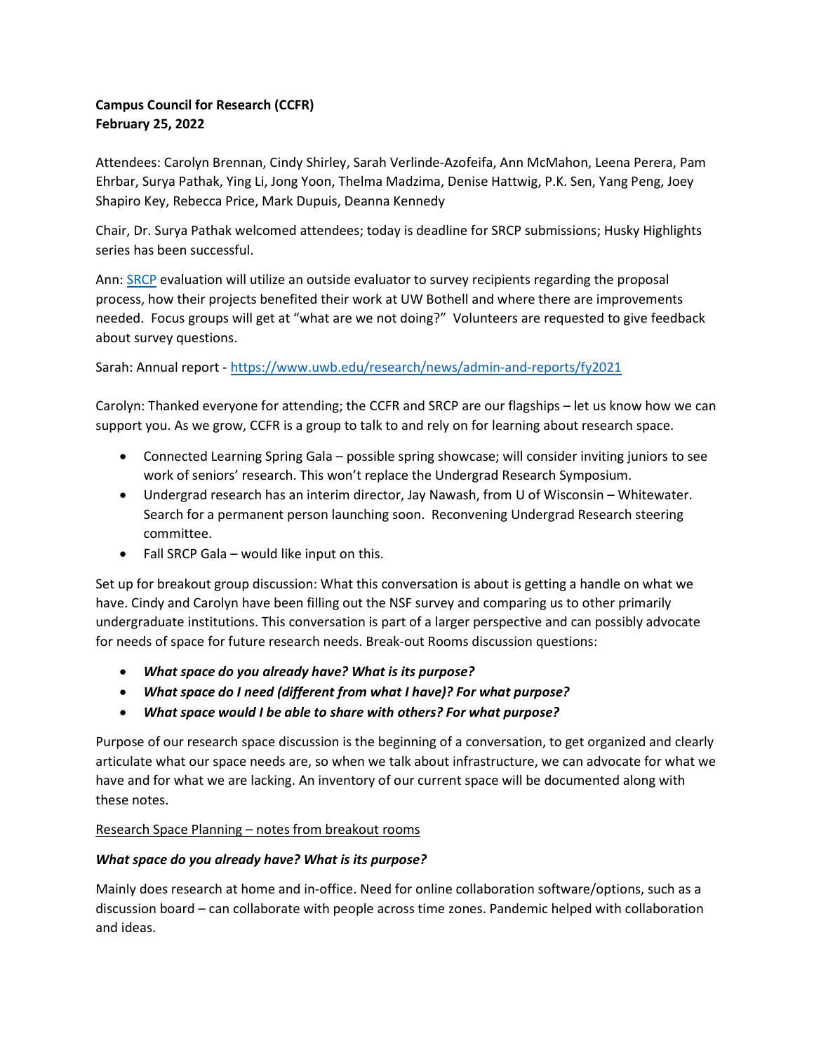**Campus Council for Research (CCFR)**
**February 25, 2022**

Attendees: Carolyn Brennan, Cindy Shirley, Sarah Verlinde-Azofeifa, Ann McMahon, Leena Perera, Pam Ehrbar, Surya Pathak, Ying Li, Jong Yoon, Thelma Madzima, Denise Hattwig, P.K. Sen, Yang Peng, Joey Shapiro Key, Rebecca Price, Mark Dupuis, Deanna Kennedy

Chair, Dr. Surya Pathak welcomed attendees; today is deadline for SRCP submissions; Husky Highlights series has been successful.

Ann: SRCP evaluation will utilize an outside evaluator to survey recipients regarding the proposal process, how their projects benefited their work at UW Bothell and where there are improvements needed. Focus groups will get at "what are we not doing?" Volunteers are requested to give feedback about survey questions.

Sarah: Annual report - https://www.uwb.edu/research/news/admin-and-reports/fy2021

Carolyn: Thanked everyone for attending; the CCFR and SRCP are our flagships – let us know how we can support you. As we grow, CCFR is a group to talk to and rely on for learning about research space.

- Connected Learning Spring Gala – possible spring showcase; will consider inviting juniors to see work of seniors' research. This won't replace the Undergrad Research Symposium.
- Undergrad research has an interim director, Jay Nawash, from U of Wisconsin – Whitewater. Search for a permanent person launching soon. Reconvening Undergrad Research steering committee.
- Fall SRCP Gala – would like input on this.

Set up for breakout group discussion: What this conversation is about is getting a handle on what we have. Cindy and Carolyn have been filling out the NSF survey and comparing us to other primarily undergraduate institutions. This conversation is part of a larger perspective and can possibly advocate for needs of space for future research needs. Break-out Rooms discussion questions:

- ***What space do you already have? What is its purpose?***
- ***What space do I need (different from what I have)? For what purpose?***
- ***What space would I be able to share with others? For what purpose?***

Purpose of our research space discussion is the beginning of a conversation, to get organized and clearly articulate what our space needs are, so when we talk about infrastructure, we can advocate for what we have and for what we are lacking. An inventory of our current space will be documented along with these notes.

Research Space Planning – notes from breakout rooms

***What space do you already have? What is its purpose?***

Mainly does research at home and in-office. Need for online collaboration software/options, such as a discussion board – can collaborate with people across time zones. Pandemic helped with collaboration and ideas.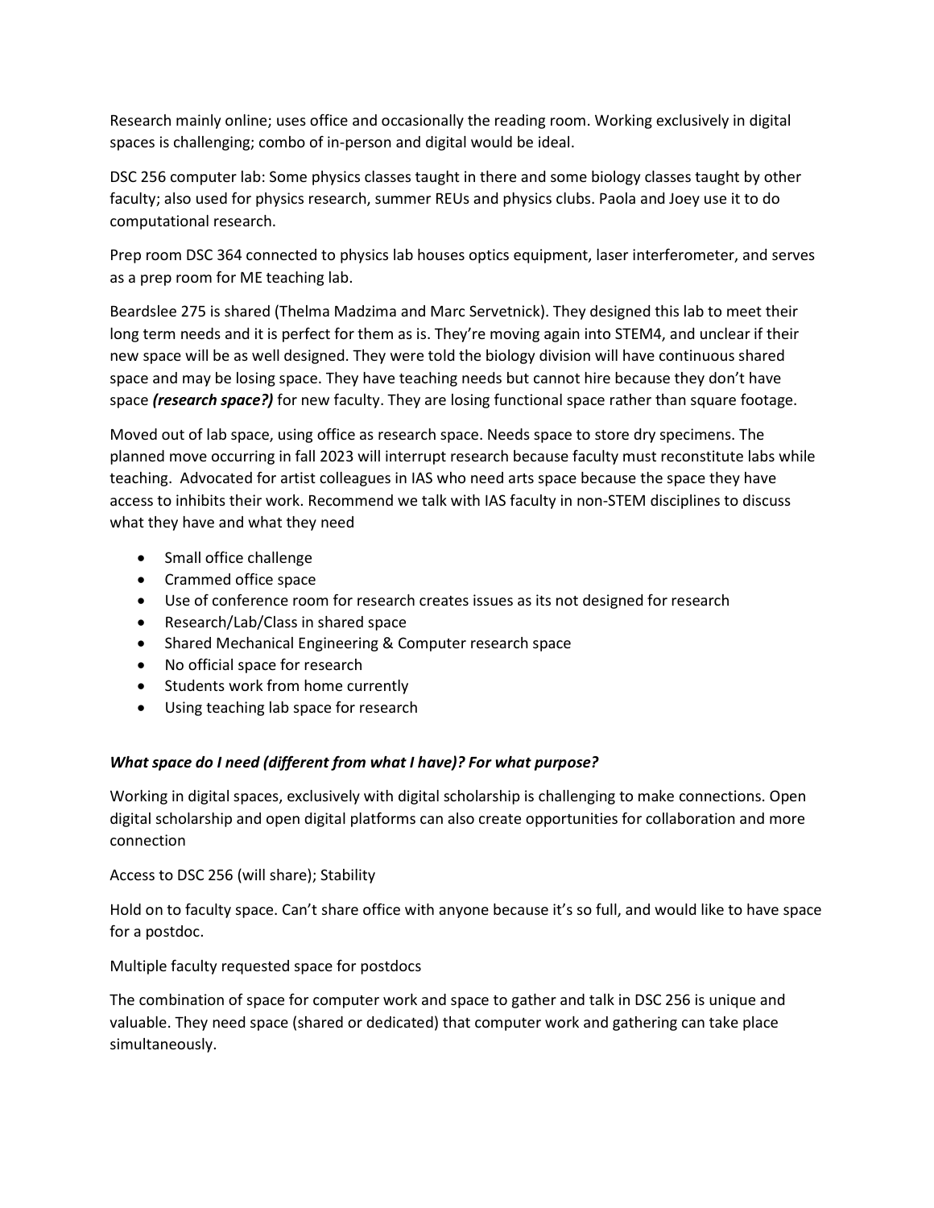Research mainly online; uses office and occasionally the reading room. Working exclusively in digital spaces is challenging; combo of in-person and digital would be ideal.

DSC 256 computer lab: Some physics classes taught in there and some biology classes taught by other faculty; also used for physics research, summer REUs and physics clubs. Paola and Joey use it to do computational research.

Prep room DSC 364 connected to physics lab houses optics equipment, laser interferometer, and serves as a prep room for ME teaching lab.

Beardslee 275 is shared (Thelma Madzima and Marc Servetnick). They designed this lab to meet their long term needs and it is perfect for them as is. They're moving again into STEM4, and unclear if their new space will be as well designed. They were told the biology division will have continuous shared space and may be losing space. They have teaching needs but cannot hire because they don't have space ***(research space?)*** for new faculty. They are losing functional space rather than square footage.

Moved out of lab space, using office as research space. Needs space to store dry specimens. The planned move occurring in fall 2023 will interrupt research because faculty must reconstitute labs while teaching. Advocated for artist colleagues in IAS who need arts space because the space they have access to inhibits their work. Recommend we talk with IAS faculty in non-STEM disciplines to discuss what they have and what they need

- Small office challenge
- Crammed office space
- Use of conference room for research creates issues as its not designed for research
- Research/Lab/Class in shared space
- Shared Mechanical Engineering & Computer research space
- No official space for research
- Students work from home currently
- Using teaching lab space for research

***What space do I need (different from what I have)? For what purpose?***

Working in digital spaces, exclusively with digital scholarship is challenging to make connections. Open digital scholarship and open digital platforms can also create opportunities for collaboration and more connection

Access to DSC 256 (will share); Stability

Hold on to faculty space. Can't share office with anyone because it's so full, and would like to have space for a postdoc.

Multiple faculty requested space for postdocs

The combination of space for computer work and space to gather and talk in DSC 256 is unique and valuable. They need space (shared or dedicated) that computer work and gathering can take place simultaneously.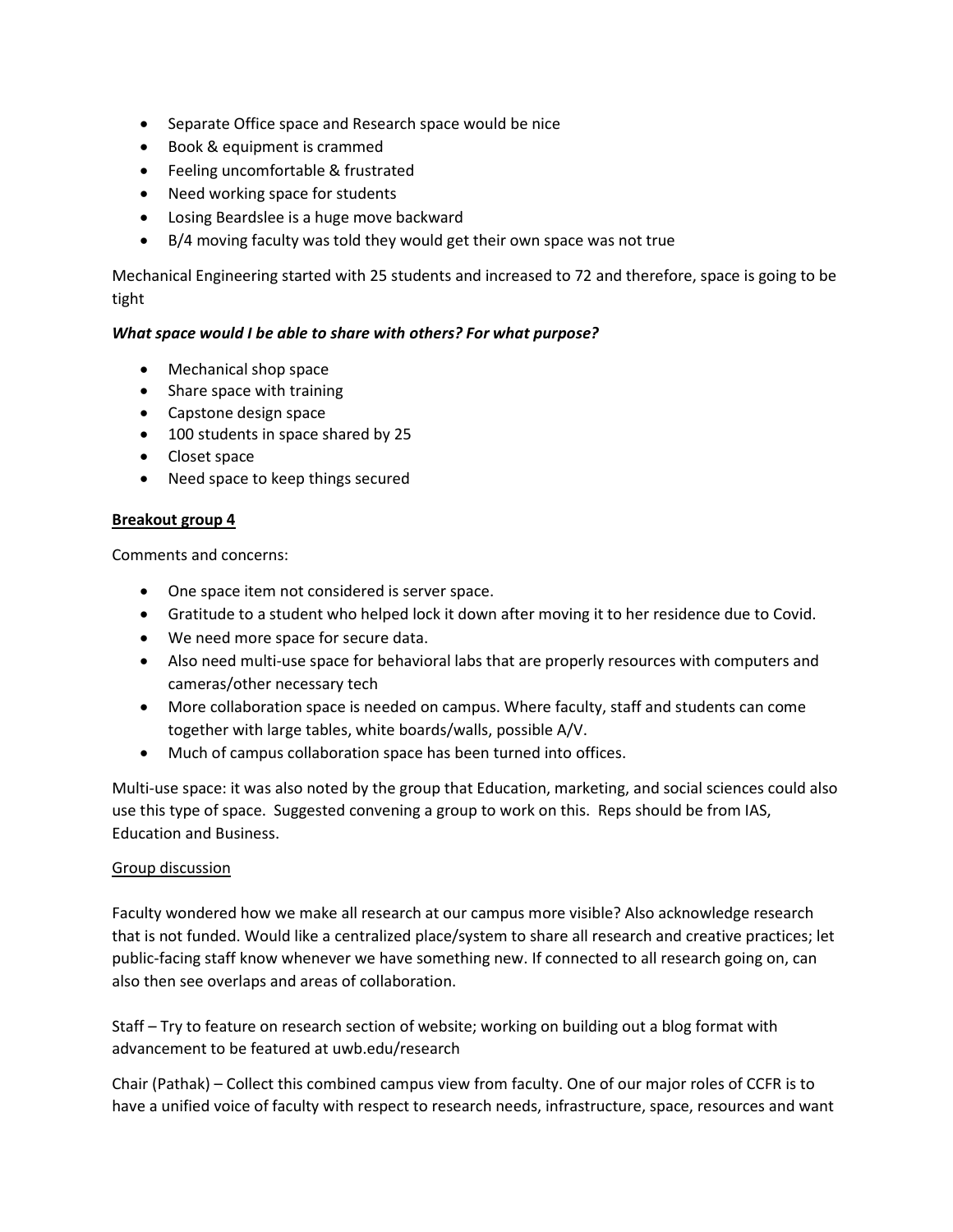- Separate Office space and Research space would be nice
- Book & equipment is crammed
- Feeling uncomfortable & frustrated
- Need working space for students
- Losing Beardslee is a huge move backward
- B/4 moving faculty was told they would get their own space was not true

Mechanical Engineering started with 25 students and increased to 72 and therefore, space is going to be tight

***What space would I be able to share with others? For what purpose?***

- Mechanical shop space
- Share space with training
- Capstone design space
- 100 students in space shared by 25
- Closet space
- Need space to keep things secured

**Breakout group 4**

Comments and concerns:

- One space item not considered is server space.
- Gratitude to a student who helped lock it down after moving it to her residence due to Covid.
- We need more space for secure data.
- Also need multi-use space for behavioral labs that are properly resources with computers and cameras/other necessary tech
- More collaboration space is needed on campus. Where faculty, staff and students can come together with large tables, white boards/walls, possible A/V.
- Much of campus collaboration space has been turned into offices.

Multi-use space: it was also noted by the group that Education, marketing, and social sciences could also use this type of space. Suggested convening a group to work on this. Reps should be from IAS, Education and Business.

Group discussion

Faculty wondered how we make all research at our campus more visible? Also acknowledge research that is not funded. Would like a centralized place/system to share all research and creative practices; let public-facing staff know whenever we have something new. If connected to all research going on, can also then see overlaps and areas of collaboration.

Staff – Try to feature on research section of website; working on building out a blog format with advancement to be featured at uwb.edu/research

Chair (Pathak) – Collect this combined campus view from faculty. One of our major roles of CCFR is to have a unified voice of faculty with respect to research needs, infrastructure, space, resources and want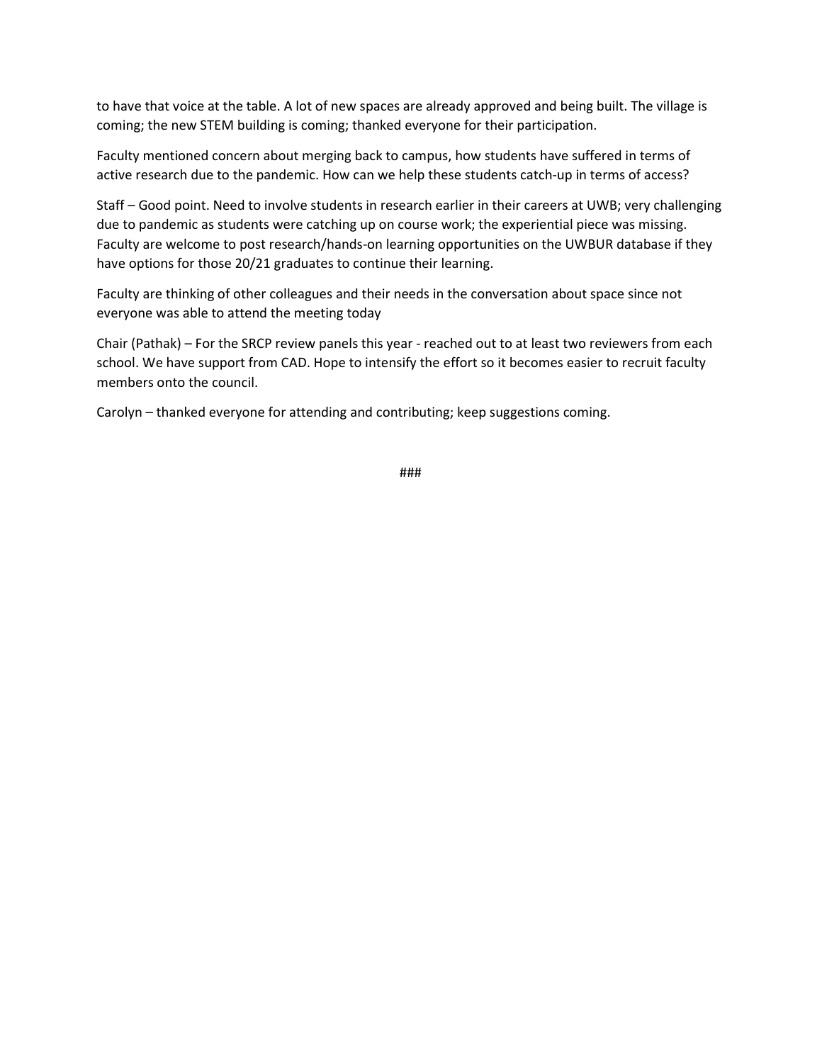to have that voice at the table. A lot of new spaces are already approved and being built. The village is coming; the new STEM building is coming; thanked everyone for their participation.

Faculty mentioned concern about merging back to campus, how students have suffered in terms of active research due to the pandemic. How can we help these students catch-up in terms of access?

Staff – Good point. Need to involve students in research earlier in their careers at UWB; very challenging due to pandemic as students were catching up on course work; the experiential piece was missing. Faculty are welcome to post research/hands-on learning opportunities on the UWBUR database if they have options for those 20/21 graduates to continue their learning.

Faculty are thinking of other colleagues and their needs in the conversation about space since not everyone was able to attend the meeting today

Chair (Pathak) – For the SRCP review panels this year - reached out to at least two reviewers from each school. We have support from CAD. Hope to intensify the effort so it becomes easier to recruit faculty members onto the council.

Carolyn – thanked everyone for attending and contributing; keep suggestions coming.

###